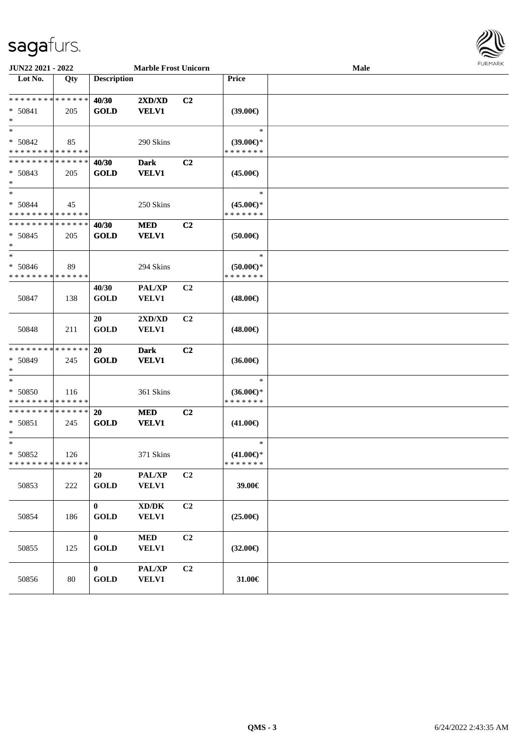| Lot No. | Qty | Description | | | Price | |
|---|---|---|---|---|---|---|
| * * * * * * * * * * * * * * | | 40/30 | 2XD/XD | C2 | | |
| * 50841 | 205 | GOLD | VELV1 | | (39.00€) | |
| * | | | | | | |
| * | | | | | * | |
| * 50842 | 85 | | 290 Skins | | (39.00€)* | |
| * * * * * * * * * * * * * * | | | | | * * * * * * * | |
| * * * * * * * * * * * * * * | | 40/30 | Dark | C2 | | |
| * 50843 | 205 | GOLD | VELV1 | | (45.00€) | |
| * | | | | | | |
| * | | | | | * | |
| * 50844 | 45 | | 250 Skins | | (45.00€)* | |
| * * * * * * * * * * * * * * | | | | | * * * * * * * | |
| * * * * * * * * * * * * * * | | 40/30 | MED | C2 | | |
| * 50845 | 205 | GOLD | VELV1 | | (50.00€) | |
| * | | | | | | |
| * | | | | | * | |
| * 50846 | 89 | | 294 Skins | | (50.00€)* | |
| * * * * * * * * * * * * * * | | | | | * * * * * * * | |
| 50847 | 138 | 40/30 GOLD | PAL/XP VELV1 | C2 | (48.00€) | |
| 50848 | 211 | 20 GOLD | 2XD/XD VELV1 | C2 | (48.00€) | |
| * * * * * * * * * * * * * * | | 20 | Dark | C2 | | |
| * 50849 | 245 | GOLD | VELV1 | | (36.00€) | |
| * | | | | | | |
| * | | | | | * | |
| * 50850 | 116 | | 361 Skins | | (36.00€)* | |
| * * * * * * * * * * * * * * | | | | | * * * * * * * | |
| * * * * * * * * * * * * * * | | 20 | MED | C2 | | |
| * 50851 | 245 | GOLD | VELV1 | | (41.00€) | |
| * | | | | | | |
| * | | | | | * | |
| * 50852 | 126 | | 371 Skins | | (41.00€)* | |
| * * * * * * * * * * * * * * | | | | | * * * * * * * | |
| 50853 | 222 | 20 GOLD | PAL/XP VELV1 | C2 | 39.00€ | |
| 50854 | 186 | 0 GOLD | XD/DK VELV1 | C2 | (25.00€) | |
| 50855 | 125 | 0 GOLD | MED VELV1 | C2 | (32.00€) | |
| 50856 | 80 | 0 GOLD | PAL/XP VELV1 | C2 | 31.00€ | |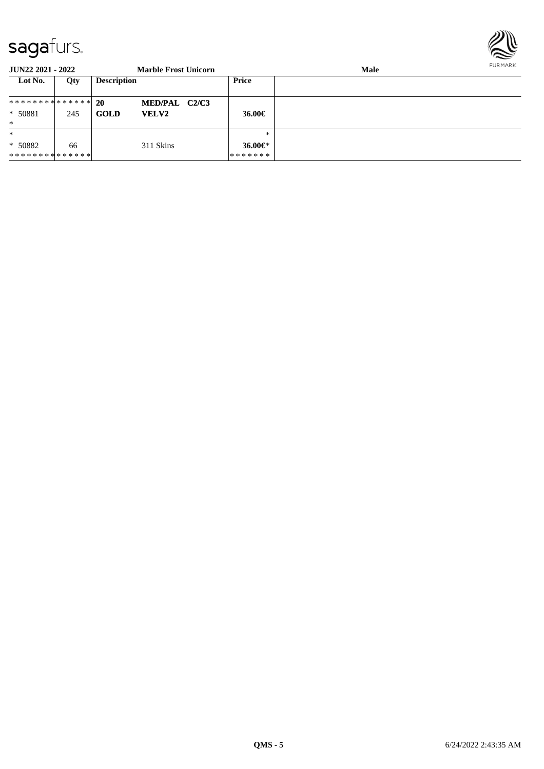**JUN22 2021 - 2022** **Marble Frost Unicorn** **Male**

| Lot No. | Qty | Description | | Price | |
|---|---|---|---|---|---|
| ************** | | **20** | **MED/PAL C2/C3** | | |
| * 50881 | 245 | **GOLD** | **VELV2** | **36.00€** | |
| * | | | | | |
| * | | | | * | |
| * 50882 | 66 | | 311 Skins | **36.00€*** | |
| ************** | | | | ******* | |